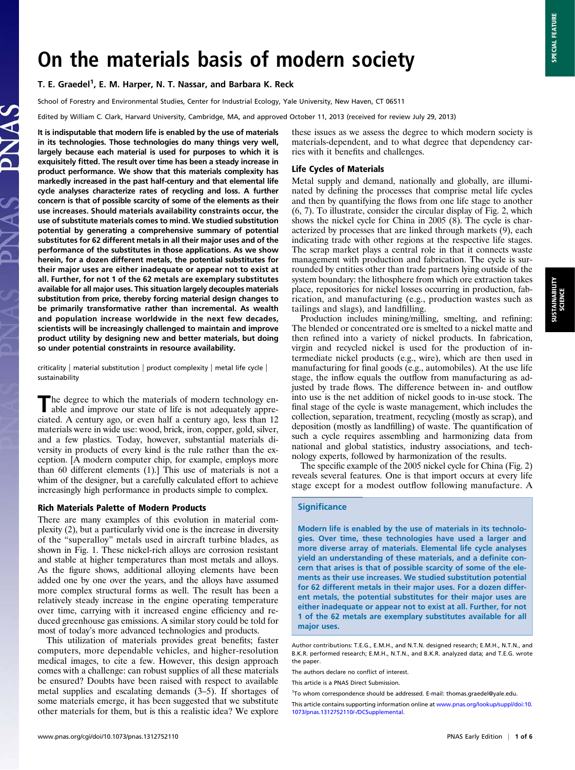# On the materials basis of modern society

T. E. Graedel[1], E. M. Harper, N. T. Nassar, and Barbara K. Reck

School of Forestry and Environmental Studies, Center for Industrial Ecology, Yale University, New Haven, CT 06511

Edited by William C. Clark, Harvard University, Cambridge, MA, and approved October 11, 2013 (received for review July 29, 2013)

**It is indisputable that modern life is enabled by the use of materials in its technologies. Those technologies do many things very well, largely because each material is used for purposes to which it is exquisitely fitted. The result over time has been a steady increase in product performance. We show that this materials complexity has markedly increased in the past half-century and that elemental life cycle analyses characterize rates of recycling and loss. A further concern is that of possible scarcity of some of the elements as their use increases. Should materials availability constraints occur, the use of substitute materials comes to mind. We studied substitution potential by generating a comprehensive summary of potential substitutes for 62 different metals in all their major uses and of the performance of the substitutes in those applications. As we show herein, for a dozen different metals, the potential substitutes for their major uses are either inadequate or appear not to exist at all. Further, for not 1 of the 62 metals are exemplary substitutes available for all major uses. This situation largely decouples materials substitution from price, thereby forcing material design changes to be primarily transformative rather than incremental. As wealth and population increase worldwide in the next few decades, scientists will be increasingly challenged to maintain and improve product utility by designing new and better materials, but doing so under potential constraints in resource availability.**

criticality | material substitution | product complexity | metal life cycle | sustainability

The degree to which the materials of modern technology enable and improve our state of life is not adequately appreciated. A century ago, or even half a century ago, less than 12 materials were in wide use: wood, brick, iron, copper, gold, silver, and a few plastics. Today, however, substantial materials diversity in products of every kind is the rule rather than the exception. [A modern computer chip, for example, employs more than 60 different elements (1).] This use of materials is not a whim of the designer, but a carefully calculated effort to achieve increasingly high performance in products simple to complex.

## Rich Materials Palette of Modern Products

There are many examples of this evolution in material complexity (2), but a particularly vivid one is the increase in diversity of the "superalloy" metals used in aircraft turbine blades, as shown in Fig. 1. These nickel-rich alloys are corrosion resistant and stable at higher temperatures than most metals and alloys. As the figure shows, additional alloying elements have been added one by one over the years, and the alloys have assumed more complex structural forms as well. The result has been a relatively steady increase in the engine operating temperature over time, carrying with it increased engine efficiency and reduced greenhouse gas emissions. A similar story could be told for most of today's more advanced technologies and products.

This utilization of materials provides great benefits; faster computers, more dependable vehicles, and higher-resolution medical images, to cite a few. However, this design approach comes with a challenge: can robust supplies of all these materials be ensured? Doubts have been raised with respect to available metal supplies and escalating demands (3–5). If shortages of some materials emerge, it has been suggested that we substitute other materials for them, but is this a realistic idea? We explore these issues as we assess the degree to which modern society is materials-dependent, and to what degree that dependency carries with it benefits and challenges.

## Life Cycles of Materials

Metal supply and demand, nationally and globally, are illuminated by defining the processes that comprise metal life cycles and then by quantifying the flows from one life stage to another (6, 7). To illustrate, consider the circular display of Fig. 2, which shows the nickel cycle for China in 2005 (8). The cycle is characterized by processes that are linked through markets (9), each indicating trade with other regions at the respective life stages. The scrap market plays a central role in that it connects waste management with production and fabrication. The cycle is surrounded by entities other than trade partners lying outside of the system boundary: the lithosphere from which ore extraction takes place, repositories for nickel losses occurring in production, fabrication, and manufacturing (e.g., production wastes such as tailings and slags), and landfilling.

Production includes mining/milling, smelting, and refining: The blended or concentrated ore is smelted to a nickel matte and then refined into a variety of nickel products. In fabrication, virgin and recycled nickel is used for the production of intermediate nickel products (e.g., wire), which are then used in manufacturing for final goods (e.g., automobiles). At the use life stage, the inflow equals the outflow from manufacturing as adjusted by trade flows. The difference between in- and outflow into use is the net addition of nickel goods to in-use stock. The final stage of the cycle is waste management, which includes the collection, separation, treatment, recycling (mostly as scrap), and deposition (mostly as landfilling) of waste. The quantification of such a cycle requires assembling and harmonizing data from national and global statistics, industry associations, and technology experts, followed by harmonization of the results.

The specific example of the 2005 nickel cycle for China (Fig. 2) reveals several features. One is that import occurs at every life stage except for a modest outflow following manufacture. A

### Significance

Modern life is enabled by the use of materials in its technologies. Over time, these technologies have used a larger and more diverse array of materials. Elemental life cycle analyses yield an understanding of these materials, and a definite concern that arises is that of possible scarcity of some of the elements as their use increases. We studied substitution potential for 62 different metals in their major uses. For a dozen different metals, the potential substitutes for their major uses are either inadequate or appear not to exist at all. Further, for not 1 of the 62 metals are exemplary substitutes available for all major uses.

Author contributions: T.E.G., E.M.H., and N.T.N. designed research; E.M.H., N.T.N., and B.K.R. performed research; E.M.H., N.T.N., and B.K.R. analyzed data; and T.E.G. wrote the paper.

The authors declare no conflict of interest.

This article is a PNAS Direct Submission.

[1]To whom correspondence should be addressed. E-mail: thomas.graedel@yale.edu.

This article contains supporting information online at www.pnas.org/lookup/suppl/doi:10.1073/pnas.1312752110/-/DCSupplemental.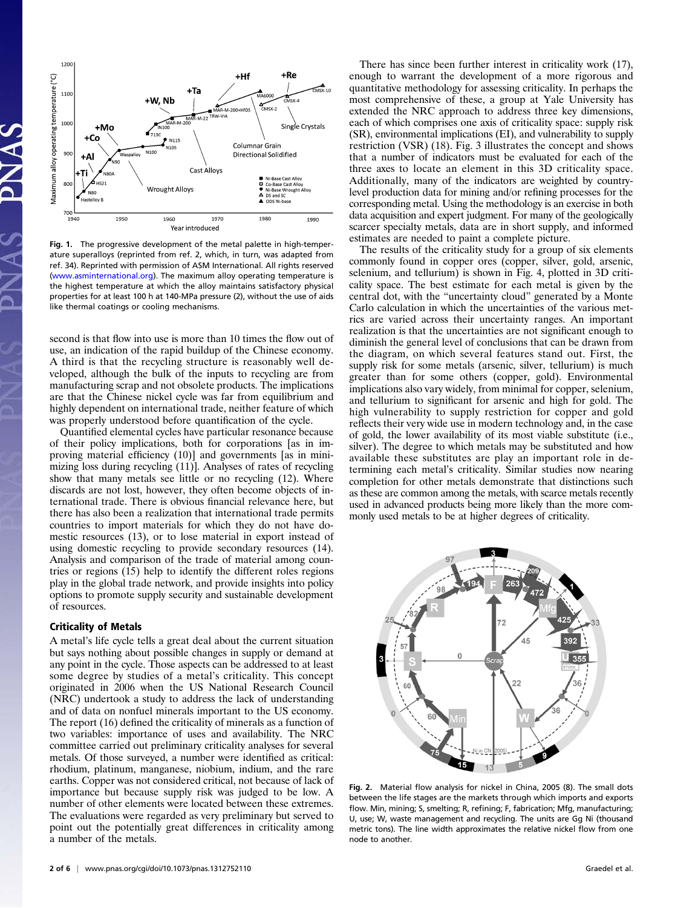1200

1100

1000

900

800

700

Maximum alloy operating temperature (°C)

1940 1950 1960 1970 1980 1990

Year introduced

+Ti +Al +Co +Mo +W, Nb +Ta +Hf +Re

Wrought Alloys

Cast Alloys

Columnar Grain Directional Solidified

Single Crystals

Ni-Base Cast Alloy
Co-Base Cast Alloy
Ni-Base Wrought Alloy
DS and SC
ODS Ni-base

Hastelloy B, N80, HS21, N80A, N90, Waspalloy, N100, N105, N115, 713C, IN100, MAR-M-200, MAR-M-22, TRW-VIA, MAR-M-200+HfDS, MA6000, CMSX-2, CMSX-4, CMSX-10

**Fig. 1.** The progressive development of the metal palette in high-temperature superalloys (reprinted from ref. 2, which, in turn, was adapted from ref. 34). Reprinted with permission of ASM International. All rights reserved (www.asminternational.org). The maximum alloy operating temperature is the highest temperature at which the alloy maintains satisfactory physical properties for at least 100 h at 140-MPa pressure (2), without the use of aids like thermal coatings or cooling mechanisms.

second is that flow into use is more than 10 times the flow out of use, an indication of the rapid buildup of the Chinese economy. A third is that the recycling structure is reasonably well developed, although the bulk of the inputs to recycling are from manufacturing scrap and not obsolete products. The implications are that the Chinese nickel cycle was far from equilibrium and highly dependent on international trade, neither feature of which was properly understood before quantification of the cycle.

Quantified elemental cycles have particular resonance because of their policy implications, both for corporations [as in improving material efficiency (10)] and governments [as in minimizing loss during recycling (11)]. Analyses of rates of recycling show that many metals see little or no recycling (12). Where discards are not lost, however, they often become objects of international trade. There is obvious financial relevance here, but there has also been a realization that international trade permits countries to import materials for which they do not have domestic resources (13), or to lose material in export instead of using domestic recycling to provide secondary resources (14). Analysis and comparison of the trade of material among countries or regions (15) help to identify the different roles regions play in the global trade network, and provide insights into policy options to promote supply security and sustainable development of resources.

## Criticality of Metals

A metal's life cycle tells a great deal about the current situation but says nothing about possible changes in supply or demand at any point in the cycle. Those aspects can be addressed to at least some degree by studies of a metal's criticality. This concept originated in 2006 when the US National Research Council (NRC) undertook a study to address the lack of understanding and of data on nonfuel minerals important to the US economy. The report (16) defined the criticality of minerals as a function of two variables: importance of uses and availability. The NRC committee carried out preliminary criticality analyses for several metals. Of those surveyed, a number were identified as critical: rhodium, platinum, manganese, niobium, indium, and the rare earths. Copper was not considered critical, not because of lack of importance but because supply risk was judged to be low. A number of other elements were located between these extremes. The evaluations were regarded as very preliminary but served to point out the potentially great differences in criticality among a number of the metals.

There has since been further interest in criticality work (17), enough to warrant the development of a more rigorous and quantitative methodology for assessing criticality. In perhaps the most comprehensive of these, a group at Yale University has extended the NRC approach to address three key dimensions, each of which comprises one axis of criticality space: supply risk (SR), environmental implications (EI), and vulnerability to supply restriction (VSR) (18). Fig. 3 illustrates the concept and shows that a number of indicators must be evaluated for each of the three axes to locate an element in this 3D criticality space. Additionally, many of the indicators are weighted by country-level production data for mining and/or refining processes for the corresponding metal. Using the methodology is an exercise in both data acquisition and expert judgment. For many of the geologically scarcer specialty metals, data are in short supply, and informed estimates are needed to paint a complete picture.

The results of the criticality study for a group of six elements commonly found in copper ores (copper, silver, gold, arsenic, selenium, and tellurium) is shown in Fig. 4, plotted in 3D criticality space. The best estimate for each metal is given by the central dot, with the "uncertainty cloud" generated by a Monte Carlo calculation in which the uncertainties of the various metrics are varied across their uncertainty ranges. An important realization is that the uncertainties are not significant enough to diminish the general level of conclusions that can be drawn from the diagram, on which several features stand out. First, the supply risk for some metals (arsenic, silver, tellurium) is much greater than for some others (copper, gold). Environmental implications also vary widely, from minimal for copper, selenium, and tellurium to significant for arsenic and high for gold. The high vulnerability to supply restriction for copper and gold reflects their very wide use in modern technology and, in the case of gold, the lower availability of its most viable substitute (i.e., silver). The degree to which metals may be substituted and how available these substitutes are play an important role in determining each metal's criticality. Similar studies now nearing completion for other metals demonstrate that distinctions such as these are common among the metals, with scarce metals recently used in advanced products being more likely than the more commonly used metals to be at higher degrees of criticality.

3 97 209 1 98 194 F 263 472 Mfg 425 33 25 R 82 72 45 392 57 S 0 Scrap U 355 STOCK 3 60 22 36 0 60 Min W 36 0 75 15 Ni in CN (2005) 13 5 9

**Fig. 2.** Material flow analysis for nickel in China, 2005 (8). The small dots between the life stages are the markets through which imports and exports flow. Min, mining; S, smelting; R, refining; F, fabrication; Mfg, manufacturing; U, use; W, waste management and recycling. The units are Gg Ni (thousand metric tons). The line width approximates the relative nickel flow from one node to another.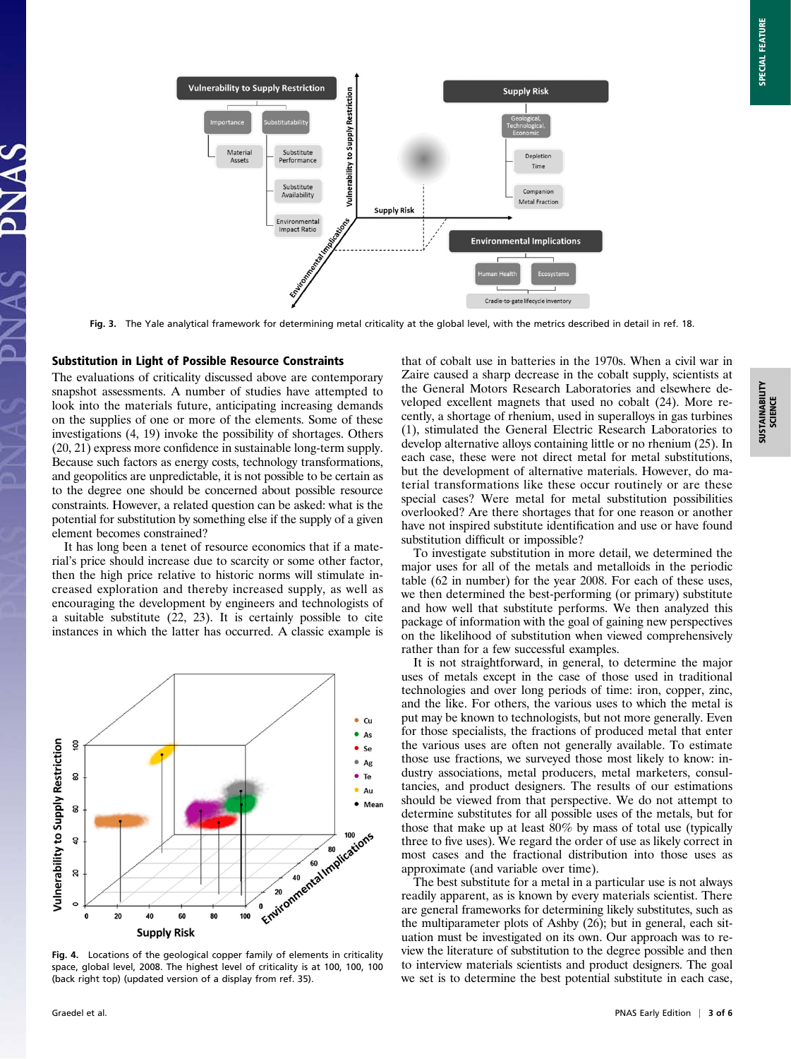Vulnerability to Supply Restriction

Importance

Substitutability

Material Assets

Substitute Performance

Substitute Availability

Environmental Impact Ratio

Vulnerability to Supply Restriction

Supply Risk

Environmental Implications

Supply Risk

Geological, Technological, Economic

Depletion Time

Companion Metal Fraction

Environmental Implications

Human Health

Ecosystems

Cradle-to-gate lifecycle inventory

Fig. 3. The Yale analytical framework for determining metal criticality at the global level, with the metrics described in detail in ref. 18.

## Substitution in Light of Possible Resource Constraints

The evaluations of criticality discussed above are contemporary snapshot assessments. A number of studies have attempted to look into the materials future, anticipating increasing demands on the supplies of one or more of the elements. Some of these investigations (4, 19) invoke the possibility of shortages. Others (20, 21) express more confidence in sustainable long-term supply. Because such factors as energy costs, technology transformations, and geopolitics are unpredictable, it is not possible to be certain as to the degree one should be concerned about possible resource constraints. However, a related question can be asked: what is the potential for substitution by something else if the supply of a given element becomes constrained?

It has long been a tenet of resource economics that if a material's price should increase due to scarcity or some other factor, then the high price relative to historic norms will stimulate increased exploration and thereby increased supply, as well as encouraging the development by engineers and technologists of a suitable substitute (22, 23). It is certainly possible to cite instances in which the latter has occurred. A classic example is that of cobalt use in batteries in the 1970s. When a civil war in Zaire caused a sharp decrease in the cobalt supply, scientists at the General Motors Research Laboratories and elsewhere developed excellent magnets that used no cobalt (24). More recently, a shortage of rhenium, used in superalloys in gas turbines (1), stimulated the General Electric Research Laboratories to develop alternative alloys containing little or no rhenium (25). In each case, these were not direct metal for metal substitutions, but the development of alternative materials. However, do material transformations like these occur routinely or are these special cases? Were metal for metal substitution possibilities overlooked? Are there shortages that for one reason or another have not inspired substitute identification and use or have found substitution difficult or impossible?

Vulnerability to Supply Restriction

0 20 40 60 80 100

Supply Risk

0 20 40 60 80 100

Environmental Implications

0 20 40 60 80 100

Cu

As

Se

Ag

Te

Au

Mean

Fig. 4. Locations of the geological copper family of elements in criticality space, global level, 2008. The highest level of criticality is at 100, 100, 100 (back right top) (updated version of a display from ref. 35).

To investigate substitution in more detail, we determined the major uses for all of the metals and metalloids in the periodic table (62 in number) for the year 2008. For each of these uses, we then determined the best-performing (or primary) substitute and how well that substitute performs. We then analyzed this package of information with the goal of gaining new perspectives on the likelihood of substitution when viewed comprehensively rather than for a few successful examples.

It is not straightforward, in general, to determine the major uses of metals except in the case of those used in traditional technologies and over long periods of time: iron, copper, zinc, and the like. For others, the various uses to which the metal is put may be known to technologists, but not more generally. Even for those specialists, the fractions of produced metal that enter the various uses are often not generally available. To estimate those use fractions, we surveyed those most likely to know: industry associations, metal producers, metal marketers, consultancies, and product designers. The results of our estimations should be viewed from that perspective. We do not attempt to determine substitutes for all possible uses of the metals, but for those that make up at least 80% by mass of total use (typically three to five uses). We regard the order of use as likely correct in most cases and the fractional distribution into those uses as approximate (and variable over time).

The best substitute for a metal in a particular use is not always readily apparent, as is known by every materials scientist. There are general frameworks for determining likely substitutes, such as the multiparameter plots of Ashby (26); but in general, each situation must be investigated on its own. Our approach was to review the literature of substitution to the degree possible and then to interview materials scientists and product designers. The goal we set is to determine the best potential substitute in each case,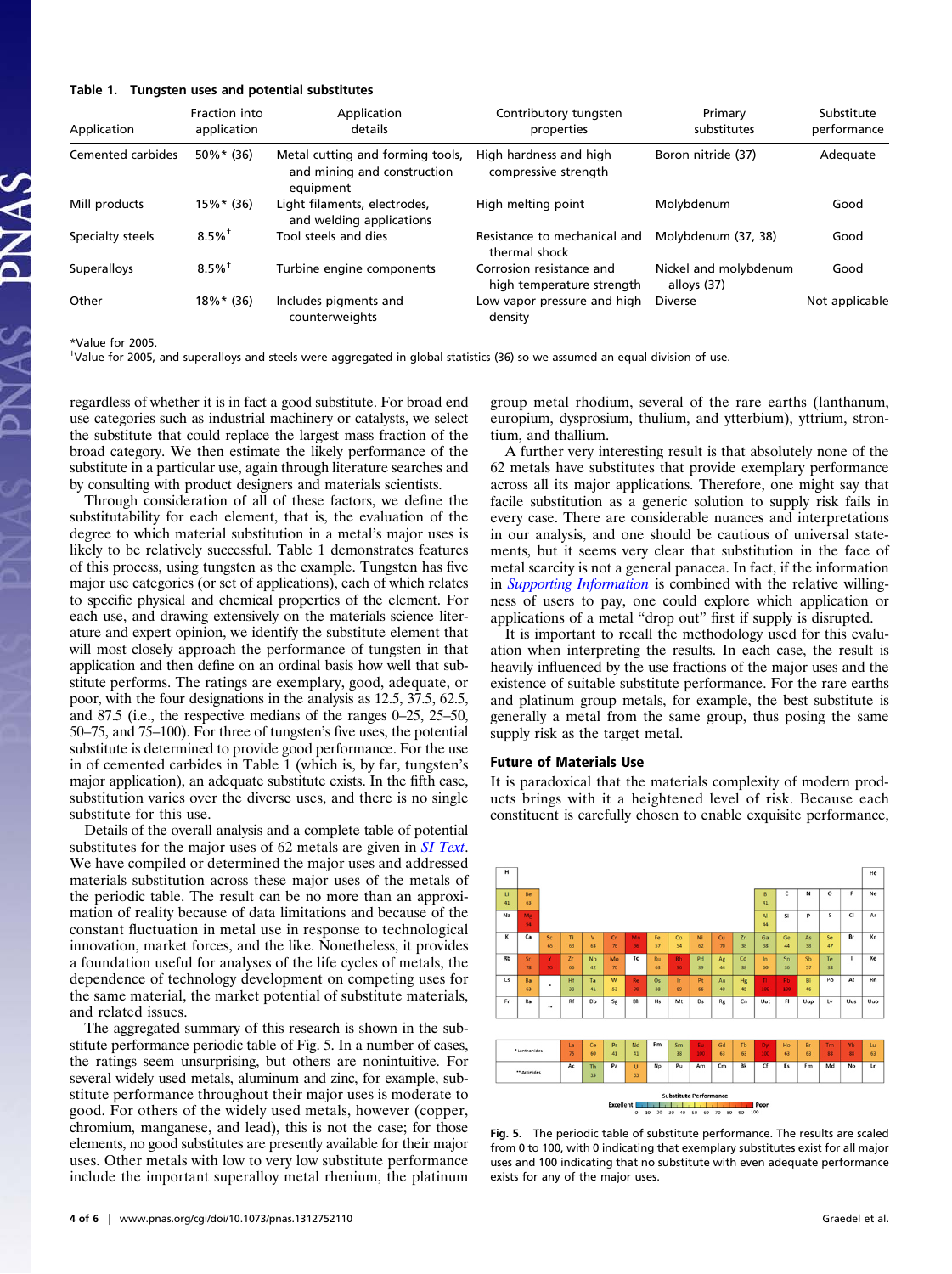**Table 1. Tungsten uses and potential substitutes**

| Application | Fraction into application | Application details | Contributory tungsten properties | Primary substitutes | Substitute performance |
|---|---|---|---|---|---|
| Cemented carbides | 50%* (36) | Metal cutting and forming tools, and mining and construction equipment | High hardness and high compressive strength | Boron nitride (37) | Adequate |
| Mill products | 15%* (36) | Light filaments, electrodes, and welding applications | High melting point | Molybdenum | Good |
| Specialty steels | 8.5%† | Tool steels and dies | Resistance to mechanical and thermal shock | Molybdenum (37, 38) | Good |
| Superalloys | 8.5%† | Turbine engine components | Corrosion resistance and high temperature strength | Nickel and molybdenum alloys (37) | Good |
| Other | 18%* (36) | Includes pigments and counterweights | Low vapor pressure and high density | Diverse | Not applicable |

*Value for 2005.
†Value for 2005, and superalloys and steels were aggregated in global statistics (36) so we assumed an equal division of use.

regardless of whether it is in fact a good substitute. For broad end use categories such as industrial machinery or catalysts, we select the substitute that could replace the largest mass fraction of the broad category. We then estimate the likely performance of the substitute in a particular use, again through literature searches and by consulting with product designers and materials scientists.

Through consideration of all of these factors, we define the substitutability for each element, that is, the evaluation of the degree to which material substitution in a metal's major uses is likely to be relatively successful. Table 1 demonstrates features of this process, using tungsten as the example. Tungsten has five major use categories (or set of applications), each of which relates to specific physical and chemical properties of the element. For each use, and drawing extensively on the materials science literature and expert opinion, we identify the substitute element that will most closely approach the performance of tungsten in that application and then define on an ordinal basis how well that substitute performs. The ratings are exemplary, good, adequate, or poor, with the four designations in the analysis as 12.5, 37.5, 62.5, and 87.5 (i.e., the respective medians of the ranges 0–25, 25–50, 50–75, and 75–100). For three of tungsten's five uses, the potential substitute is determined to provide good performance. For the use in of cemented carbides in Table 1 (which is, by far, tungsten's major application), an adequate substitute exists. In the fifth case, substitution varies over the diverse uses, and there is no single substitute for this use.

Details of the overall analysis and a complete table of potential substitutes for the major uses of 62 metals are given in *SI Text*. We have compiled or determined the major uses and addressed materials substitution across these major uses of the metals of the periodic table. The result can be no more than an approximation of reality because of data limitations and because of the constant fluctuation in metal use in response to technological innovation, market forces, and the like. Nonetheless, it provides a foundation useful for analyses of the life cycles of metals, the dependence of technology development on competing uses for the same material, the market potential of substitute materials, and related issues.

The aggregated summary of this research is shown in the substitute performance periodic table of Fig. 5. In a number of cases, the ratings seem unsurprising, but others are nonintuitive. For several widely used metals, aluminum and zinc, for example, substitute performance throughout their major uses is moderate to good. For others of the widely used metals, however (copper, chromium, manganese, and lead), this is not the case; for those elements, no good substitutes are presently available for their major uses. Other metals with low to very low substitute performance include the important superalloy metal rhenium, the platinum group metal rhodium, several of the rare earths (lanthanum, europium, dysprosium, thulium, and ytterbium), yttrium, strontium, and thallium.

A further very interesting result is that absolutely none of the 62 metals have substitutes that provide exemplary performance across all its major applications. Therefore, one might say that facile substitution as a generic solution to supply risk fails in every case. There are considerable nuances and interpretations in our analysis, and one should be cautious of universal statements, but it seems very clear that substitution in the face of metal scarcity is not a general panacea. In fact, if the information in *Supporting Information* is combined with the relative willingness of users to pay, one could explore which application or applications of a metal "drop out" first if supply is disrupted.

It is important to recall the methodology used for this evaluation when interpreting the results. In each case, the result is heavily influenced by the use fractions of the major uses and the existence of suitable substitute performance. For the rare earths and platinum group metals, for example, the best substitute is generally a metal from the same group, thus posing the same supply risk as the target metal.

## Future of Materials Use

It is paradoxical that the materials complexity of modern products brings with it a heightened level of risk. Because each constituent is carefully chosen to enable exquisite performance,

Substitute Performance
Excellent
Poor
0 10 20 30 40 50 60 70 80 90 100

**Fig. 5.** The periodic table of substitute performance. The results are scaled from 0 to 100, with 0 indicating that exemplary substitutes exist for all major uses and 100 indicating that no substitute with even adequate performance exists for any of the major uses.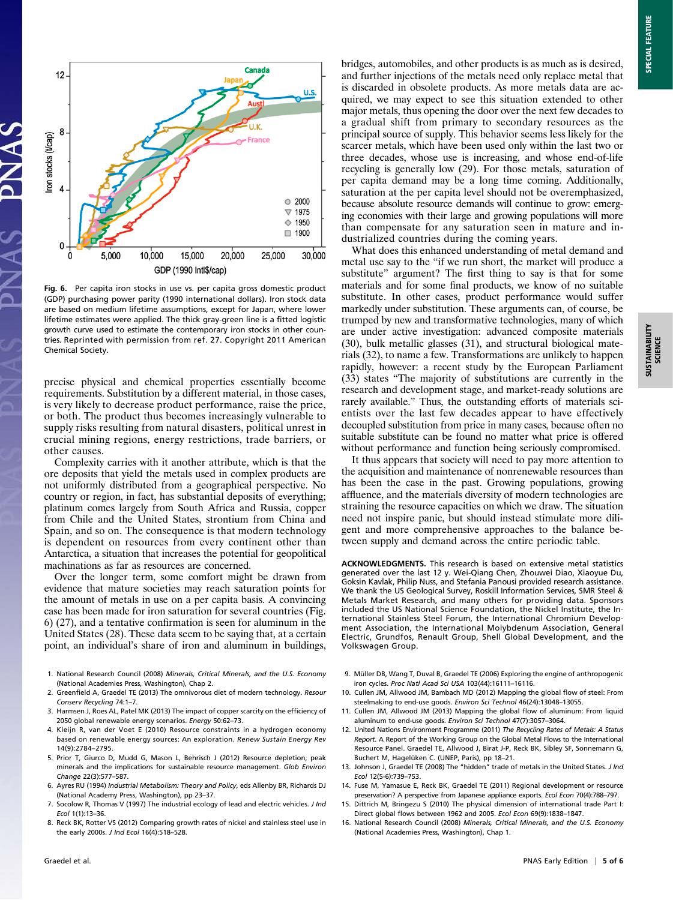12

8

4

0

Iron stocks (t/cap)

0 5,000 10,000 15,000 20,000 25,000 30,000

GDP (1990 Intl$/cap)

Canada

Japan

U.S.

Austl

U.K.

France

2000

1975

1950

1900

Fig. 6. Per capita iron stocks in use vs. per capita gross domestic product (GDP) purchasing power parity (1990 international dollars). Iron stock data are based on medium lifetime assumptions, except for Japan, where lower lifetime estimates were applied. The thick gray-green line is a fitted logistic growth curve used to estimate the contemporary iron stocks in other countries. Reprinted with permission from ref. 27. Copyright 2011 American Chemical Society.

precise physical and chemical properties essentially become requirements. Substitution by a different material, in those cases, is very likely to decrease product performance, raise the price, or both. The product thus becomes increasingly vulnerable to supply risks resulting from natural disasters, political unrest in crucial mining regions, energy restrictions, trade barriers, or other causes.

Complexity carries with it another attribute, which is that the ore deposits that yield the metals used in complex products are not uniformly distributed from a geographical perspective. No country or region, in fact, has substantial deposits of everything; platinum comes largely from South Africa and Russia, copper from Chile and the United States, strontium from China and Spain, and so on. The consequence is that modern technology is dependent on resources from every continent other than Antarctica, a situation that increases the potential for geopolitical machinations as far as resources are concerned.

Over the longer term, some comfort might be drawn from evidence that mature societies may reach saturation points for the amount of metals in use on a per capita basis. A convincing case has been made for iron saturation for several countries (Fig. 6) (27), and a tentative confirmation is seen for aluminum in the United States (28). These data seem to be saying that, at a certain point, an individual's share of iron and aluminum in buildings, bridges, automobiles, and other products is as much as is desired, and further injections of the metals need only replace metal that is discarded in obsolete products. As more metals data are acquired, we may expect to see this situation extended to other major metals, thus opening the door over the next few decades to a gradual shift from primary to secondary resources as the principal source of supply. This behavior seems less likely for the scarcer metals, which have been used only within the last two or three decades, whose use is increasing, and whose end-of-life recycling is generally low (29). For those metals, saturation of per capita demand may be a long time coming. Additionally, saturation at the per capita level should not be overemphasized, because absolute resource demands will continue to grow: emerging economies with their large and growing populations will more than compensate for any saturation seen in mature and industrialized countries during the coming years.

What does this enhanced understanding of metal demand and metal use say to the "if we run short, the market will produce a substitute" argument? The first thing to say is that for some materials and for some final products, we know of no suitable substitute. In other cases, product performance would suffer markedly under substitution. These arguments can, of course, be trumped by new and transformative technologies, many of which are under active investigation: advanced composite materials (30), bulk metallic glasses (31), and structural biological materials (32), to name a few. Transformations are unlikely to happen rapidly, however: a recent study by the European Parliament (33) states "The majority of substitutions are currently in the research and development stage, and market-ready solutions are rarely available." Thus, the outstanding efforts of materials scientists over the last few decades appear to have effectively decoupled substitution from price in many cases, because often no suitable substitute can be found no matter what price is offered without performance and function being seriously compromised.

It thus appears that society will need to pay more attention to the acquisition and maintenance of nonrenewable resources than has been the case in the past. Growing populations, growing affluence, and the materials diversity of modern technologies are straining the resource capacities on which we draw. The situation need not inspire panic, but should instead stimulate more diligent and more comprehensive approaches to the balance between supply and demand across the entire periodic table.

**ACKNOWLEDGMENTS.** This research is based on extensive metal statistics generated over the last 12 y. Wei-Qiang Chen, Zhouwei Diao, Xiaoyue Du, Goksin Kavlak, Philip Nuss, and Stefania Panousi provided research assistance. We thank the US Geological Survey, Roskill Information Services, SMR Steel & Metals Market Research, and many others for providing data. Sponsors included the US National Science Foundation, the Nickel Institute, the International Stainless Steel Forum, the International Chromium Development Association, the International Molybdenum Association, General Electric, Grundfos, Renault Group, Shell Global Development, and the Volkswagen Group.

1. National Research Council (2008) *Minerals, Critical Minerals, and the U.S. Economy* (National Academies Press, Washington), Chap 2.
2. Greenfield A, Graedel TE (2013) The omnivorous diet of modern technology. *Resour Conserv Recycling* 74:1–7.
3. Harmsen J, Roes AL, Patel MK (2013) The impact of copper scarcity on the efficiency of 2050 global renewable energy scenarios. *Energy* 50:62–73.
4. Kleijn R, van der Voet E (2010) Resource constraints in a hydrogen economy based on renewable energy sources: An exploration. *Renew Sustain Energy Rev* 14(9):2784–2795.
5. Prior T, Giurco D, Mudd G, Mason L, Behrisch J (2012) Resource depletion, peak minerals and the implications for sustainable resource management. *Glob Environ Change* 22(3):577–587.
6. Ayres RU (1994) *Industrial Metabolism: Theory and Policy*, eds Allenby BR, Richards DJ (National Academy Press, Washington), pp 23–37.
7. Socolow R, Thomas V (1997) The industrial ecology of lead and electric vehicles. *J Ind Ecol* 1(1):13–36.
8. Reck BK, Rotter VS (2012) Comparing growth rates of nickel and stainless steel use in the early 2000s. *J Ind Ecol* 16(4):518–528.
9. Müller DB, Wang T, Duval B, Graedel TE (2006) Exploring the engine of anthropogenic iron cycles. *Proc Natl Acad Sci USA* 103(44):16111–16116.
10. Cullen JM, Allwood JM, Bambach MD (2012) Mapping the global flow of steel: From steelmaking to end-use goods. *Environ Sci Technol* 46(24):13048–13055.
11. Cullen JM, Allwood JM (2013) Mapping the global flow of aluminum: From liquid aluminum to end-use goods. *Environ Sci Technol* 47(7):3057–3064.
12. United Nations Environment Programme (2011) *The Recycling Rates of Metals: A Status Report*. A Report of the Working Group on the Global Metal Flows to the International Resource Panel. Graedel TE, Allwood J, Birat J-P, Reck BK, Sibley SF, Sonnemann G, Buchert M, Hagelüken C. (UNEP, Paris), pp 18–21.
13. Johnson J, Graedel TE (2008) The "hidden" trade of metals in the United States. *J Ind Ecol* 12(5-6):739–753.
14. Fuse M, Yamasue E, Reck BK, Graedel TE (2011) Regional development or resource preservation? A perspective from Japanese appliance exports. *Ecol Econ* 70(4):788–797.
15. Dittrich M, Bringezu S (2010) The physical dimension of international trade Part I: Direct global flows between 1962 and 2005. *Ecol Econ* 69(9):1838–1847.
16. National Research Council (2008) *Minerals, Critical Minerals, and the U.S. Economy* (National Academies Press, Washington), Chap 1.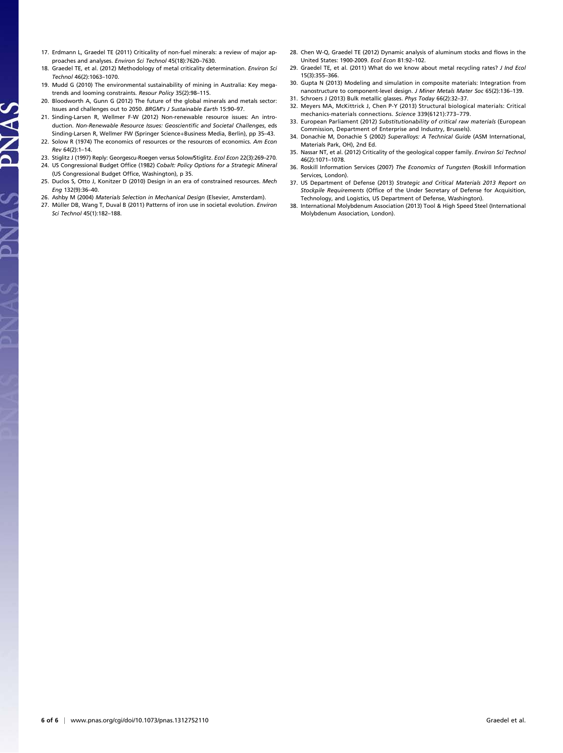17. Erdmann L, Graedel TE (2011) Criticality of non-fuel minerals: a review of major approaches and analyses. *Environ Sci Technol* 45(18):7620–7630.
18. Graedel TE, et al. (2012) Methodology of metal criticality determination. *Environ Sci Technol* 46(2):1063–1070.
19. Mudd G (2010) The environmental sustainability of mining in Australia: Key megatrends and looming constraints. *Resour Policy* 35(2):98–115.
20. Bloodworth A, Gunn G (2012) The future of the global minerals and metals sector: Issues and challenges out to 2050. *BRGM's J Sustainable Earth* 15:90–97.
21. Sinding-Larsen R, Wellmer F-W (2012) Non-renewable resource issues: An introduction. *Non-Renewable Resource Issues: Geoscientific and Societal Challenges*, eds Sinding-Larsen R, Wellmer FW (Springer Science+Business Media, Berlin), pp 35–43.
22. Solow R (1974) The economics of resources or the resources of economics. *Am Econ Rev* 64(2):1–14.
23. Stiglitz J (1997) Reply: Georgescu-Roegen versus Solow/Stiglitz. *Ecol Econ* 22(3):269–270.
24. US Congressional Budget Office (1982) *Cobalt: Policy Options for a Strategic Mineral* (US Congressional Budget Office, Washington), p 35.
25. Duclos S, Otto J, Konitzer D (2010) Design in an era of constrained resources. *Mech Eng* 132(9):36–40.
26. Ashby M (2004) *Materials Selection in Mechanical Design* (Elsevier, Amsterdam).
27. Müller DB, Wang T, Duval B (2011) Patterns of iron use in societal evolution. *Environ Sci Technol* 45(1):182–188.
28. Chen W-Q, Graedel TE (2012) Dynamic analysis of aluminum stocks and flows in the United States: 1900-2009. *Ecol Econ* 81:92–102.
29. Graedel TE, et al. (2011) What do we know about metal recycling rates? *J Ind Ecol* 15(3):355–366.
30. Gupta N (2013) Modeling and simulation in composite materials: Integration from nanostructure to component-level design. *J Miner Metals Mater Soc* 65(2):136–139.
31. Schroers J (2013) Bulk metallic glasses. *Phys Today* 66(2):32–37.
32. Meyers MA, McKittrick J, Chen P-Y (2013) Structural biological materials: Critical mechanics-materials connections. *Science* 339(6121):773–779.
33. European Parliament (2012) *Substitutionability of critical raw materials* (European Commission, Department of Enterprise and Industry, Brussels).
34. Donachie M, Donachie S (2002) *Superalloys: A Technical Guide* (ASM International, Materials Park, OH), 2nd Ed.
35. Nassar NT, et al. (2012) Criticality of the geological copper family. *Environ Sci Technol* 46(2):1071–1078.
36. Roskill Information Services (2007) *The Economics of Tungsten* (Roskill Information Services, London).
37. US Department of Defense (2013) *Strategic and Critical Materials 2013 Report on Stockpile Requirements* (Office of the Under Secretary of Defense for Acquisition, Technology, and Logistics, US Department of Defense, Washington).
38. International Molybdenum Association (2013) Tool & High Speed Steel (International Molybdenum Association, London).